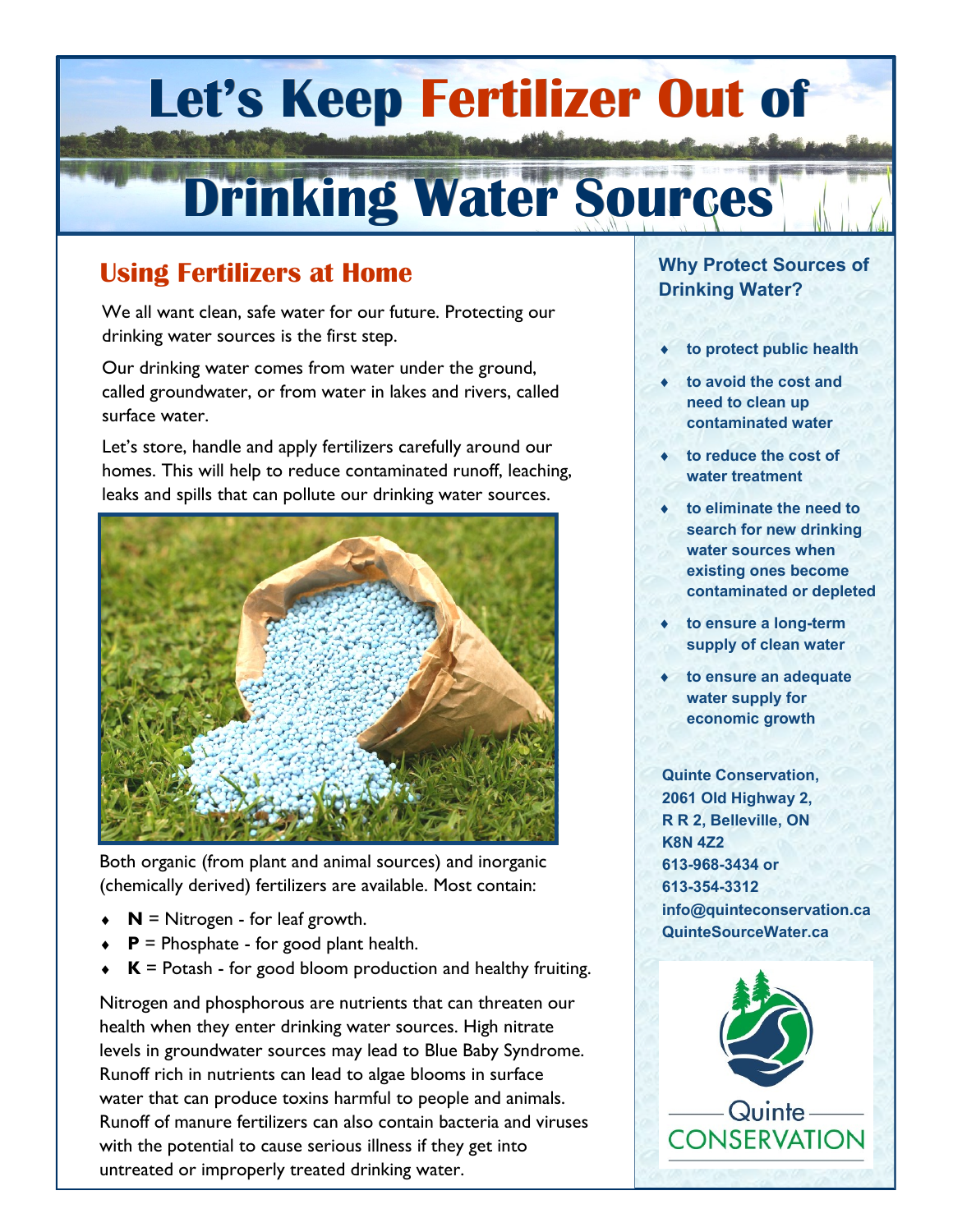# Let's Keep Fertilizer Out of Drinking Water Sources

## Using Fertilizers at Home

We all want clean, safe water for our future. Protecting our drinking water sources is the first step.

Our drinking water comes from water under the ground, called groundwater, or from water in lakes and rivers, called surface water.

Let's store, handle and apply fertilizers carefully around our homes. This will help to reduce contaminated runoff, leaching, leaks and spills that can pollute our drinking water sources.

Both organic (from plant and animal sources) and inorganic (chemically derived) fertilizers are available. Most contain:

- **N** = Nitrogen - for leaf growth.
- **P** = Phosphate - for good plant health.
- **K** = Potash - for good bloom production and healthy fruiting.

Nitrogen and phosphorous are nutrients that can threaten our health when they enter drinking water sources. High nitrate levels in groundwater sources may lead to Blue Baby Syndrome. Runoff rich in nutrients can lead to algae blooms in surface water that can produce toxins harmful to people and animals. Runoff of manure fertilizers can also contain bacteria and viruses with the potential to cause serious illness if they get into untreated or improperly treated drinking water.

### Why Protect Sources of Drinking Water?

- **to protect public health**
- **to avoid the cost and need to clean up contaminated water**
- **to reduce the cost of water treatment**
- **to eliminate the need to search for new drinking water sources when existing ones become contaminated or depleted**
- **to ensure a long-term supply of clean water**
- **to ensure an adequate water supply for economic growth**

**Quinte Conservation,**
**2061 Old Highway 2,**
**R R 2, Belleville, ON**
**K8N 4Z2**
**613-968-3434 or**
**613-354-3312**
**info@quinteconservation.ca**
**QuinteSourceWater.ca**

Quinte CONSERVATION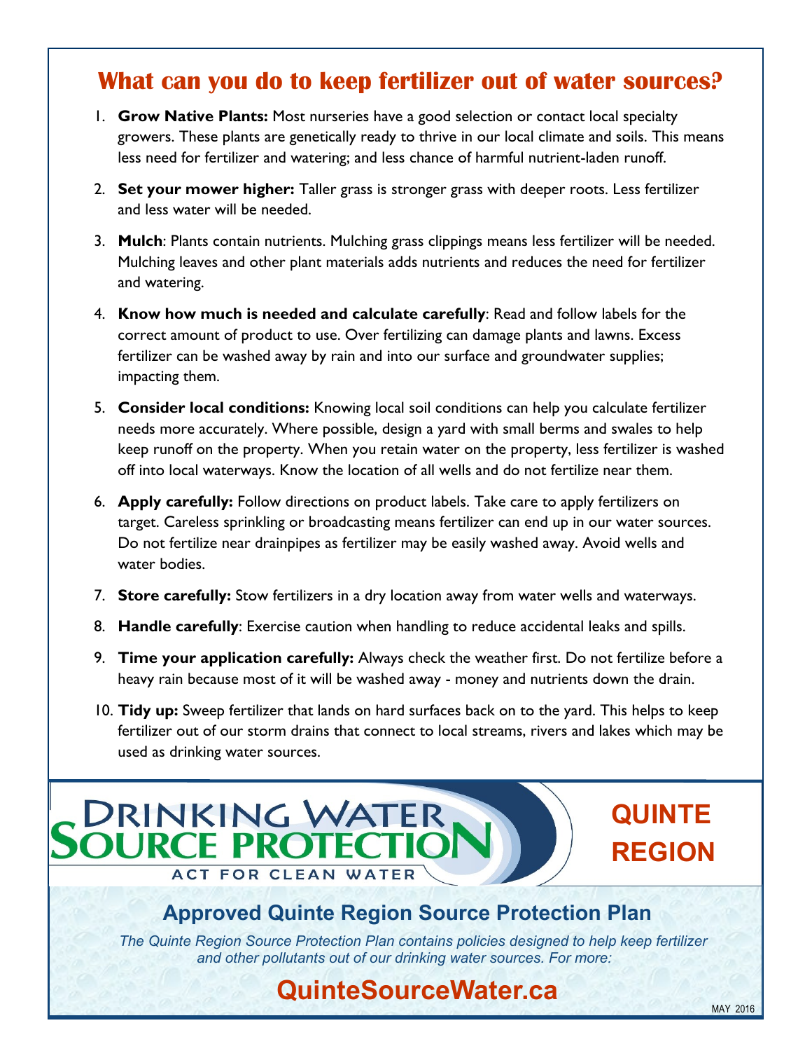## What can you do to keep fertilizer out of water sources?

1. **Grow Native Plants:** Most nurseries have a good selection or contact local specialty growers. These plants are genetically ready to thrive in our local climate and soils. This means less need for fertilizer and watering; and less chance of harmful nutrient-laden runoff.
2. **Set your mower higher:** Taller grass is stronger grass with deeper roots. Less fertilizer and less water will be needed.
3. **Mulch**: Plants contain nutrients. Mulching grass clippings means less fertilizer will be needed. Mulching leaves and other plant materials adds nutrients and reduces the need for fertilizer and watering.
4. **Know how much is needed and calculate carefully**: Read and follow labels for the correct amount of product to use. Over fertilizing can damage plants and lawns. Excess fertilizer can be washed away by rain and into our surface and groundwater supplies; impacting them.
5. **Consider local conditions:** Knowing local soil conditions can help you calculate fertilizer needs more accurately. Where possible, design a yard with small berms and swales to help keep runoff on the property. When you retain water on the property, less fertilizer is washed off into local waterways. Know the location of all wells and do not fertilize near them.
6. **Apply carefully:** Follow directions on product labels. Take care to apply fertilizers on target. Careless sprinkling or broadcasting means fertilizer can end up in our water sources. Do not fertilize near drainpipes as fertilizer may be easily washed away. Avoid wells and water bodies.
7. **Store carefully:** Stow fertilizers in a dry location away from water wells and waterways.
8. **Handle carefully**: Exercise caution when handling to reduce accidental leaks and spills.
9. **Time your application carefully:** Always check the weather first. Do not fertilize before a heavy rain because most of it will be washed away - money and nutrients down the drain.
10. **Tidy up:** Sweep fertilizer that lands on hard surfaces back on to the yard. This helps to keep fertilizer out of our storm drains that connect to local streams, rivers and lakes which may be used as drinking water sources.

DRINKING WATER SOURCE PROTECTION
ACT FOR CLEAN WATER

**QUINTE REGION**

### Approved Quinte Region Source Protection Plan

*The Quinte Region Source Protection Plan contains policies designed to help keep fertilizer and other pollutants out of our drinking water sources. For more:*

**QuinteSourceWater.ca**

MAY 2016